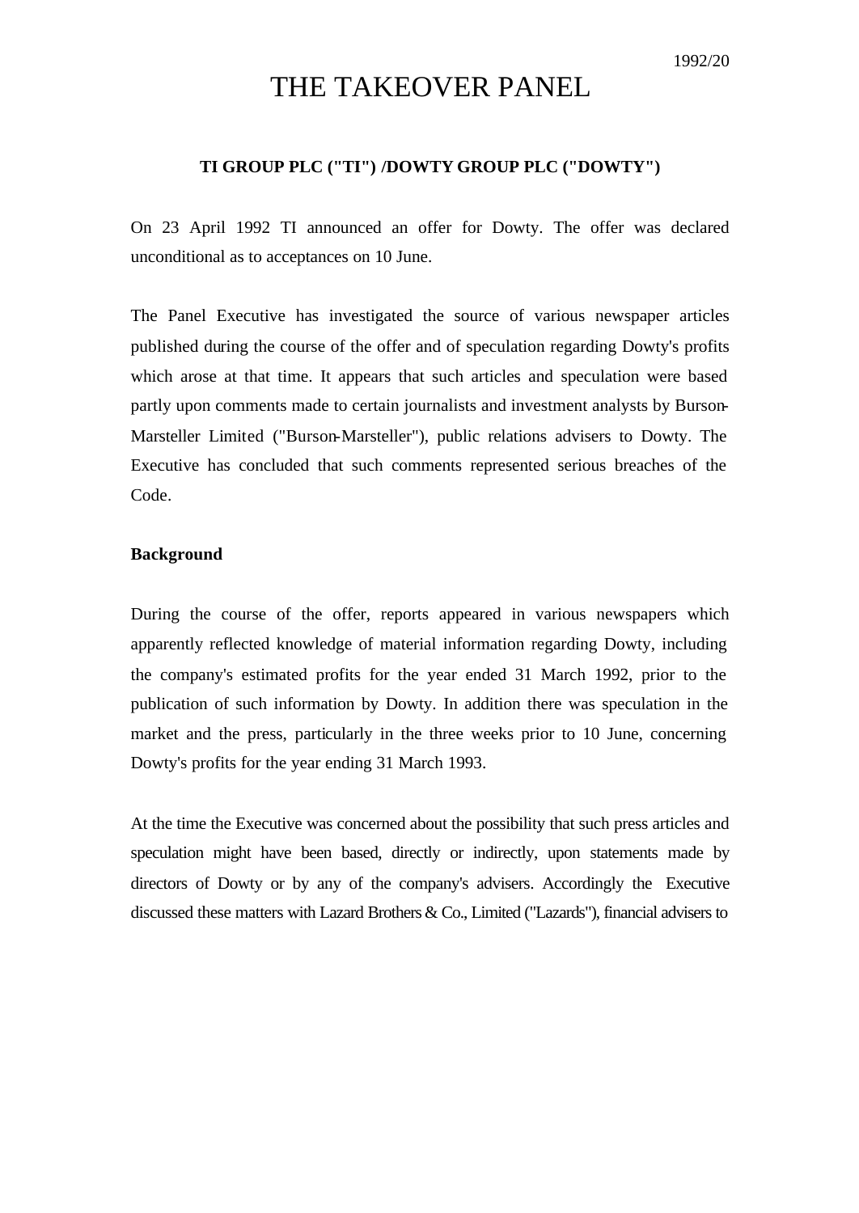1992/20

# THE TAKEOVER PANEL

**TI GROUP PLC ("TI") /DOWTY GROUP PLC ("DOWTY")**

On 23 April 1992 TI announced an offer for Dowty. The offer was declared unconditional as to acceptances on 10 June.

The Panel Executive has investigated the source of various newspaper articles published during the course of the offer and of speculation regarding Dowty's profits which arose at that time. It appears that such articles and speculation were based partly upon comments made to certain journalists and investment analysts by Burson-Marsteller Limited ("Burson-Marsteller"), public relations advisers to Dowty. The Executive has concluded that such comments represented serious breaches of the Code.

**Background**

During the course of the offer, reports appeared in various newspapers which apparently reflected knowledge of material information regarding Dowty, including the company's estimated profits for the year ended 31 March 1992, prior to the publication of such information by Dowty. In addition there was speculation in the market and the press, particularly in the three weeks prior to 10 June, concerning Dowty's profits for the year ending 31 March 1993.

At the time the Executive was concerned about the possibility that such press articles and speculation might have been based, directly or indirectly, upon statements made by directors of Dowty or by any of the company's advisers. Accordingly the Executive discussed these matters with Lazard Brothers & Co., Limited ("Lazards"), financial advisers to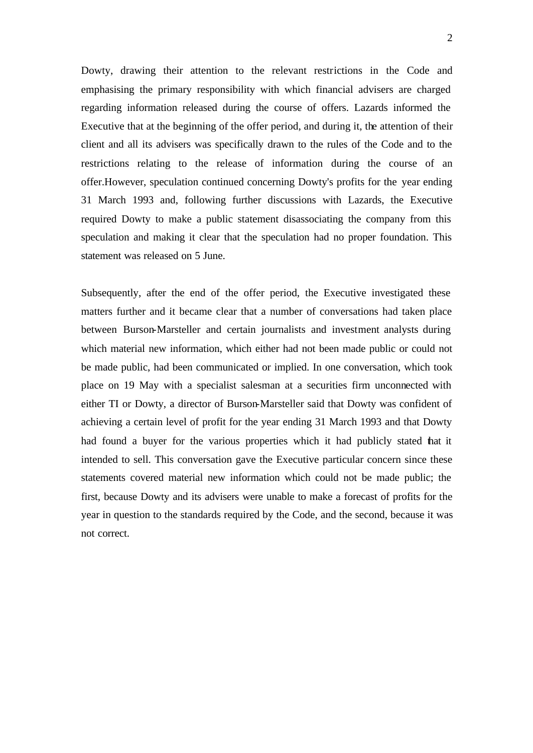Dowty, drawing their attention to the relevant restrictions in the Code and emphasising the primary responsibility with which financial advisers are charged regarding information released during the course of offers. Lazards informed the Executive that at the beginning of the offer period, and during it, the attention of their client and all its advisers was specifically drawn to the rules of the Code and to the restrictions relating to the release of information during the course of an offer.However, speculation continued concerning Dowty's profits for the year ending 31 March 1993 and, following further discussions with Lazards, the Executive required Dowty to make a public statement disassociating the company from this speculation and making it clear that the speculation had no proper foundation. This statement was released on 5 June.

Subsequently, after the end of the offer period, the Executive investigated these matters further and it became clear that a number of conversations had taken place between Burson-Marsteller and certain journalists and investment analysts during which material new information, which either had not been made public or could not be made public, had been communicated or implied. In one conversation, which took place on 19 May with a specialist salesman at a securities firm unconnected with either TI or Dowty, a director of Burson-Marsteller said that Dowty was confident of achieving a certain level of profit for the year ending 31 March 1993 and that Dowty had found a buyer for the various properties which it had publicly stated that it intended to sell. This conversation gave the Executive particular concern since these statements covered material new information which could not be made public; the first, because Dowty and its advisers were unable to make a forecast of profits for the year in question to the standards required by the Code, and the second, because it was not correct.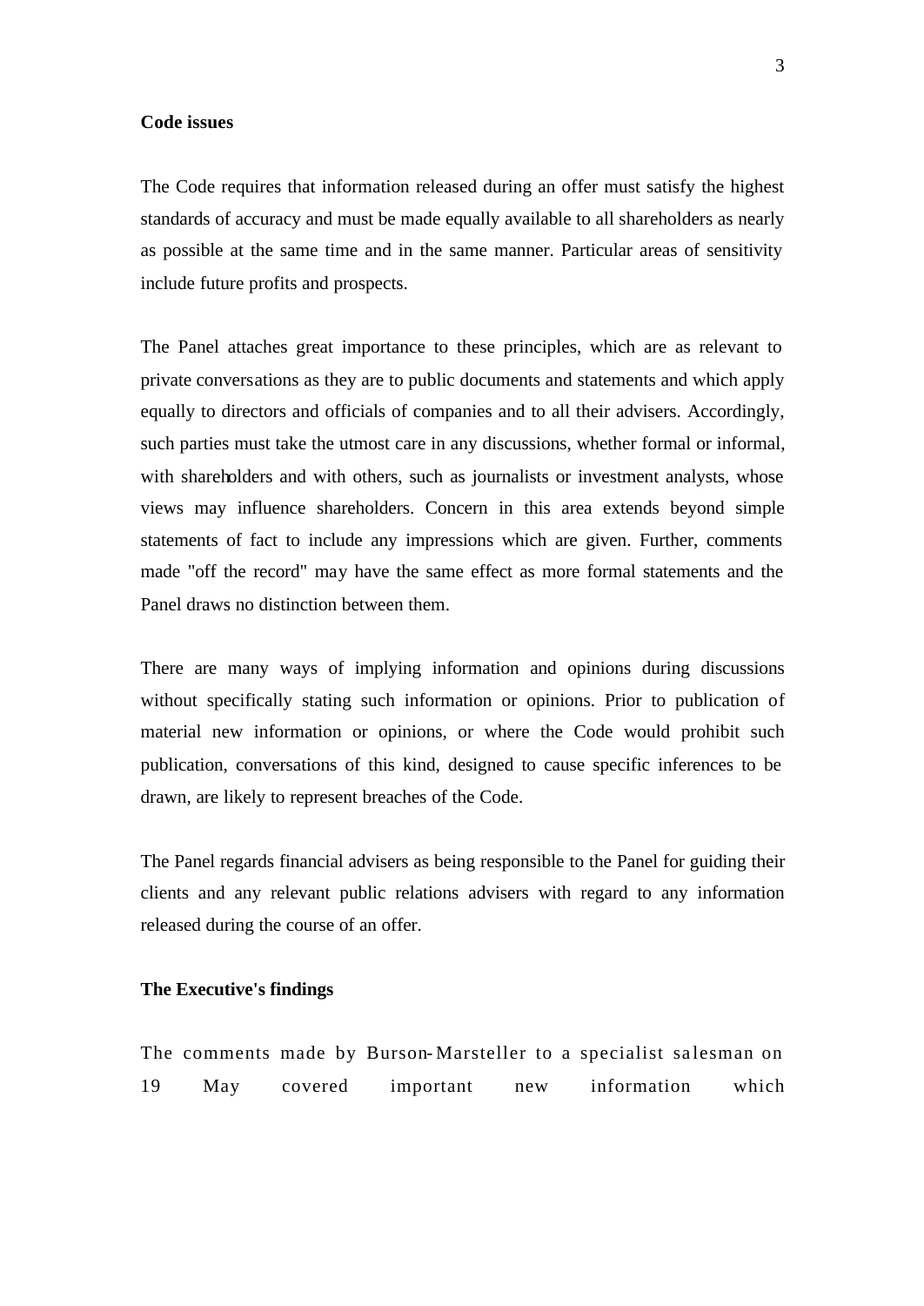**Code issues**

The Code requires that information released during an offer must satisfy the highest standards of accuracy and must be made equally available to all shareholders as nearly as possible at the same time and in the same manner. Particular areas of sensitivity include future profits and prospects.

The Panel attaches great importance to these principles, which are as relevant to private conversations as they are to public documents and statements and which apply equally to directors and officials of companies and to all their advisers. Accordingly, such parties must take the utmost care in any discussions, whether formal or informal, with shareholders and with others, such as journalists or investment analysts, whose views may influence shareholders. Concern in this area extends beyond simple statements of fact to include any impressions which are given. Further, comments made "off the record" may have the same effect as more formal statements and the Panel draws no distinction between them.

There are many ways of implying information and opinions during discussions without specifically stating such information or opinions. Prior to publication of material new information or opinions, or where the Code would prohibit such publication, conversations of this kind, designed to cause specific inferences to be drawn, are likely to represent breaches of the Code.

The Panel regards financial advisers as being responsible to the Panel for guiding their clients and any relevant public relations advisers with regard to any information released during the course of an offer.

**The Executive's findings**

The comments made by Burson-Marsteller to a specialist salesman on 19 May covered important new information which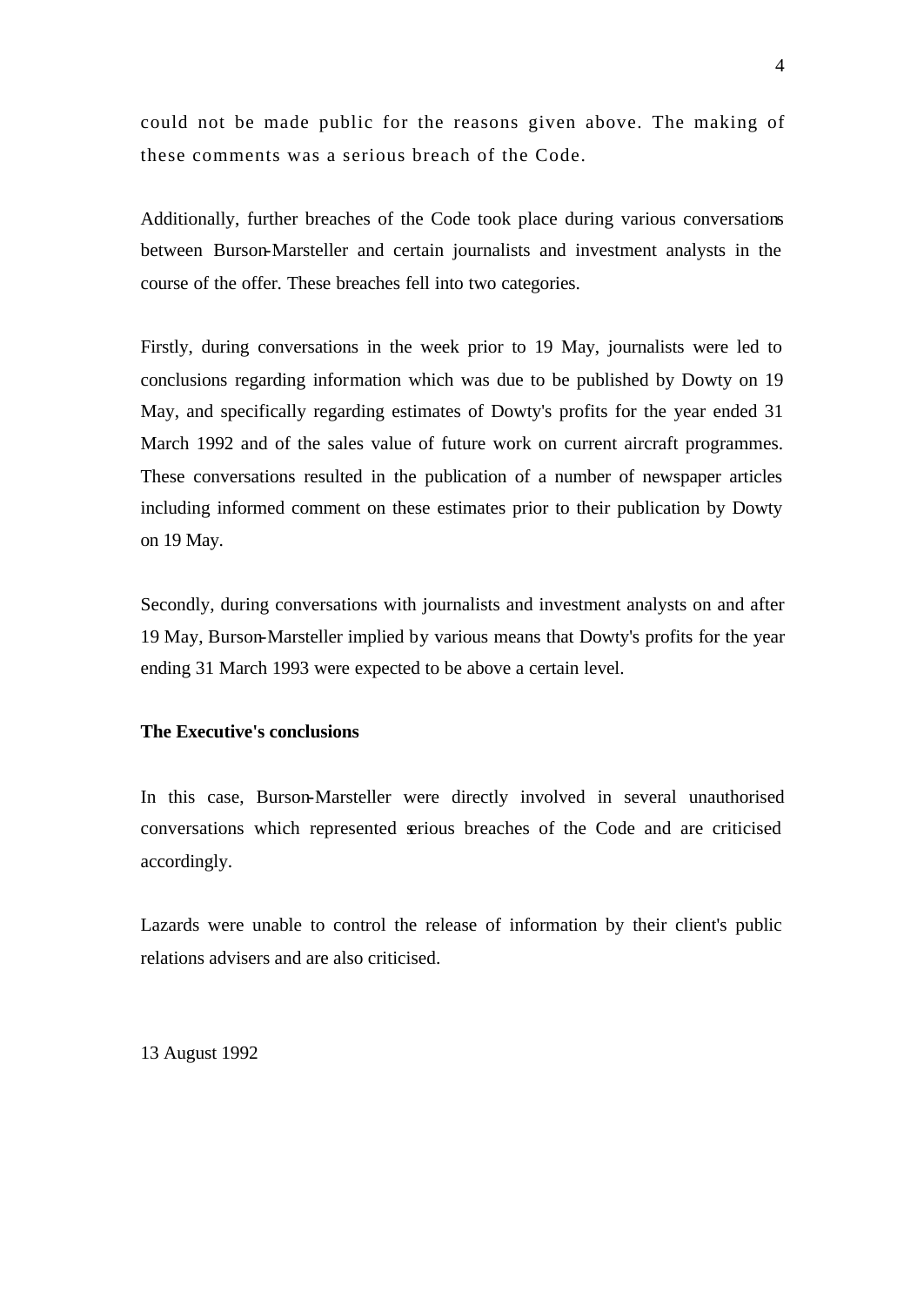could not be made public for the reasons given above. The making of these comments was a serious breach of the Code.

Additionally, further breaches of the Code took place during various conversations between Burson-Marsteller and certain journalists and investment analysts in the course of the offer. These breaches fell into two categories.

Firstly, during conversations in the week prior to 19 May, journalists were led to conclusions regarding information which was due to be published by Dowty on 19 May, and specifically regarding estimates of Dowty's profits for the year ended 31 March 1992 and of the sales value of future work on current aircraft programmes. These conversations resulted in the publication of a number of newspaper articles including informed comment on these estimates prior to their publication by Dowty on 19 May.

Secondly, during conversations with journalists and investment analysts on and after 19 May, Burson-Marsteller implied by various means that Dowty's profits for the year ending 31 March 1993 were expected to be above a certain level.

**The Executive's conclusions**

In this case, Burson-Marsteller were directly involved in several unauthorised conversations which represented serious breaches of the Code and are criticised accordingly.

Lazards were unable to control the release of information by their client's public relations advisers and are also criticised.

13 August 1992